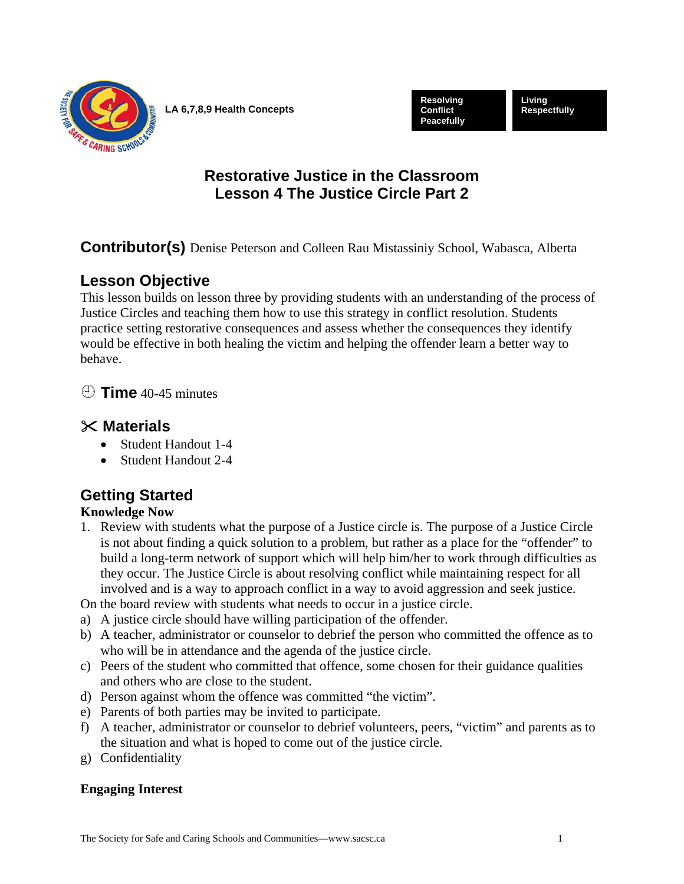LA 6,7,8,9 Health Concepts

Resolving Conflict Peacefully

Living Respectfully

# Restorative Justice in the Classroom
# Lesson 4 The Justice Circle Part 2

## Contributor(s)

Denise Peterson and Colleen Rau Mistassiniy School, Wabasca, Alberta

## Lesson Objective

This lesson builds on lesson three by providing students with an understanding of the process of Justice Circles and teaching them how to use this strategy in conflict resolution. Students practice setting restorative consequences and assess whether the consequences they identify would be effective in both healing the victim and helping the offender learn a better way to behave.

## Time

40-45 minutes

## Materials

- Student Handout 1-4
- Student Handout 2-4

## Getting Started

**Knowledge Now**

1. Review with students what the purpose of a Justice circle is. The purpose of a Justice Circle is not about finding a quick solution to a problem, but rather as a place for the "offender" to build a long-term network of support which will help him/her to work through difficulties as they occur. The Justice Circle is about resolving conflict while maintaining respect for all involved and is a way to approach conflict in a way to avoid aggression and seek justice.

On the board review with students what needs to occur in a justice circle.

a) A justice circle should have willing participation of the offender.
b) A teacher, administrator or counselor to debrief the person who committed the offence as to who will be in attendance and the agenda of the justice circle.
c) Peers of the student who committed that offence, some chosen for their guidance qualities and others who are close to the student.
d) Person against whom the offence was committed "the victim".
e) Parents of both parties may be invited to participate.
f) A teacher, administrator or counselor to debrief volunteers, peers, "victim" and parents as to the situation and what is hoped to come out of the justice circle.
g) Confidentiality

**Engaging Interest**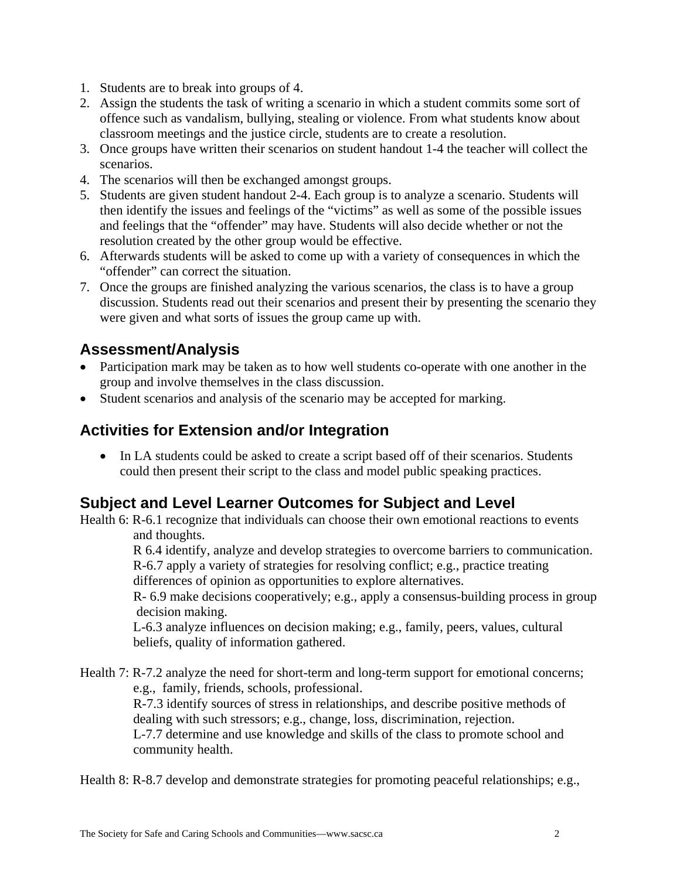1. Students are to break into groups of 4.
2. Assign the students the task of writing a scenario in which a student commits some sort of offence such as vandalism, bullying, stealing or violence. From what students know about classroom meetings and the justice circle, students are to create a resolution.
3. Once groups have written their scenarios on student handout 1-4 the teacher will collect the scenarios.
4. The scenarios will then be exchanged amongst groups.
5. Students are given student handout 2-4. Each group is to analyze a scenario. Students will then identify the issues and feelings of the "victims" as well as some of the possible issues and feelings that the "offender" may have. Students will also decide whether or not the resolution created by the other group would be effective.
6. Afterwards students will be asked to come up with a variety of consequences in which the "offender" can correct the situation.
7. Once the groups are finished analyzing the various scenarios, the class is to have a group discussion. Students read out their scenarios and present their by presenting the scenario they were given and what sorts of issues the group came up with.

## Assessment/Analysis

- Participation mark may be taken as to how well students co-operate with one another in the group and involve themselves in the class discussion.
- Student scenarios and analysis of the scenario may be accepted for marking.

## Activities for Extension and/or Integration

- In LA students could be asked to create a script based off of their scenarios. Students could then present their script to the class and model public speaking practices.

## Subject and Level Learner Outcomes for Subject and Level

Health 6: R-6.1 recognize that individuals can choose their own emotional reactions to events and thoughts.
R 6.4 identify, analyze and develop strategies to overcome barriers to communication.
R-6.7 apply a variety of strategies for resolving conflict; e.g., practice treating differences of opinion as opportunities to explore alternatives.
R- 6.9 make decisions cooperatively; e.g., apply a consensus-building process in group decision making.
L-6.3 analyze influences on decision making; e.g., family, peers, values, cultural beliefs, quality of information gathered.

Health 7: R-7.2 analyze the need for short-term and long-term support for emotional concerns; e.g., family, friends, schools, professional.
R-7.3 identify sources of stress in relationships, and describe positive methods of dealing with such stressors; e.g., change, loss, discrimination, rejection.
L-7.7 determine and use knowledge and skills of the class to promote school and community health.

Health 8: R-8.7 develop and demonstrate strategies for promoting peaceful relationships; e.g.,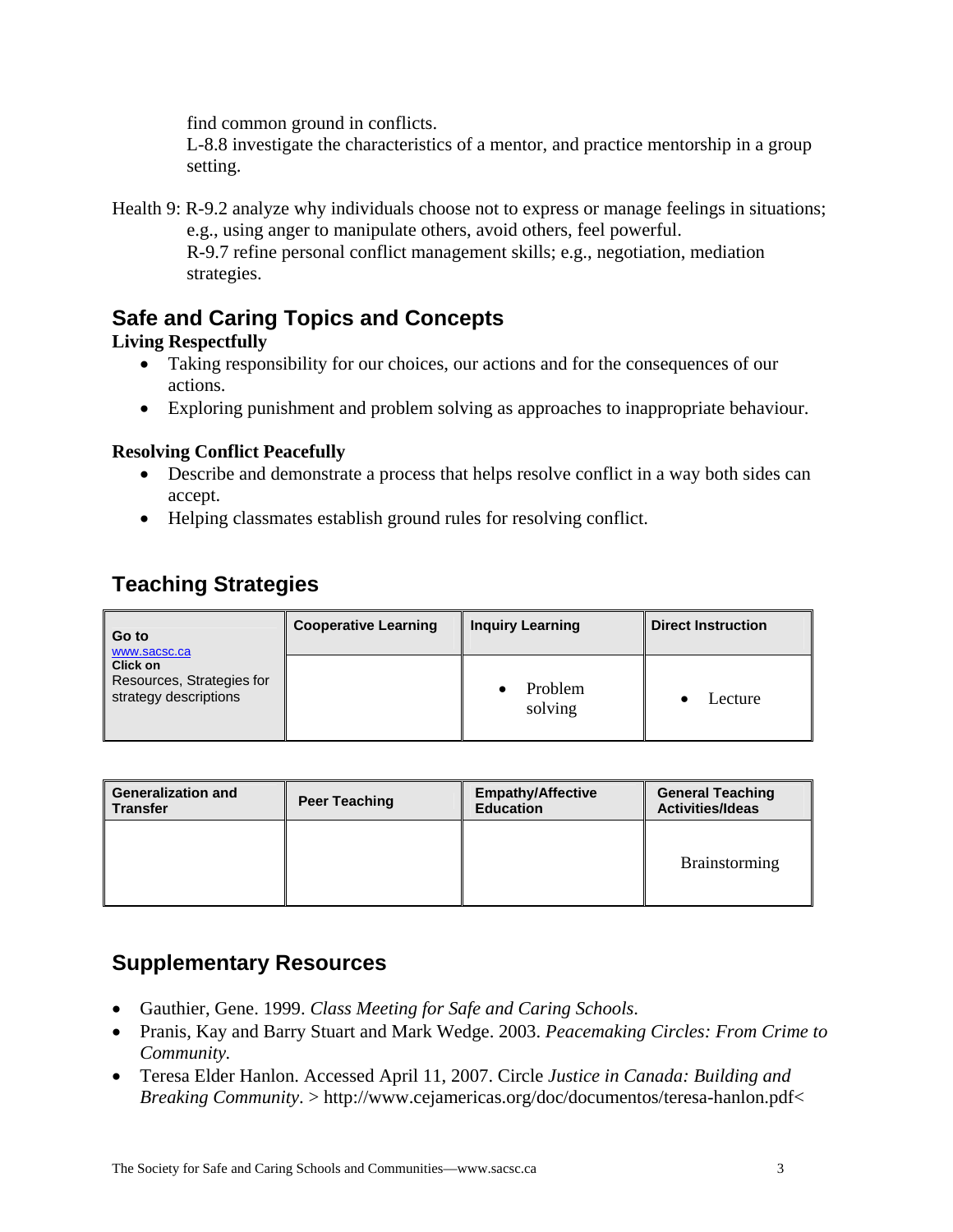find common ground in conflicts.
L-8.8 investigate the characteristics of a mentor, and practice mentorship in a group setting.

Health 9: R-9.2 analyze why individuals choose not to express or manage feelings in situations; e.g., using anger to manipulate others, avoid others, feel powerful.
R-9.7 refine personal conflict management skills; e.g., negotiation, mediation strategies.

## Safe and Caring Topics and Concepts

**Living Respectfully**

- Taking responsibility for our choices, our actions and for the consequences of our actions.
- Exploring punishment and problem solving as approaches to inappropriate behaviour.

**Resolving Conflict Peacefully**

- Describe and demonstrate a process that helps resolve conflict in a way both sides can accept.
- Helping classmates establish ground rules for resolving conflict.

## Teaching Strategies

| **Go to** www.sacsc.ca **Click on** Resources, Strategies for strategy descriptions | **Cooperative Learning** | **Inquiry Learning** | **Direct Instruction** |
|---|---|---|---|
| | | • Problem solving | • Lecture |

| **Generalization and Transfer** | **Peer Teaching** | **Empathy/Affective Education** | **General Teaching Activities/Ideas** |
|---|---|---|---|
| | | | Brainstorming |

## Supplementary Resources

- Gauthier, Gene. 1999. *Class Meeting for Safe and Caring Schools*.
- Pranis, Kay and Barry Stuart and Mark Wedge. 2003. *Peacemaking Circles: From Crime to Community.*
- Teresa Elder Hanlon. Accessed April 11, 2007. Circle *Justice in Canada: Building and Breaking Community*. > http://www.cejamericas.org/doc/documentos/teresa-hanlon.pdf<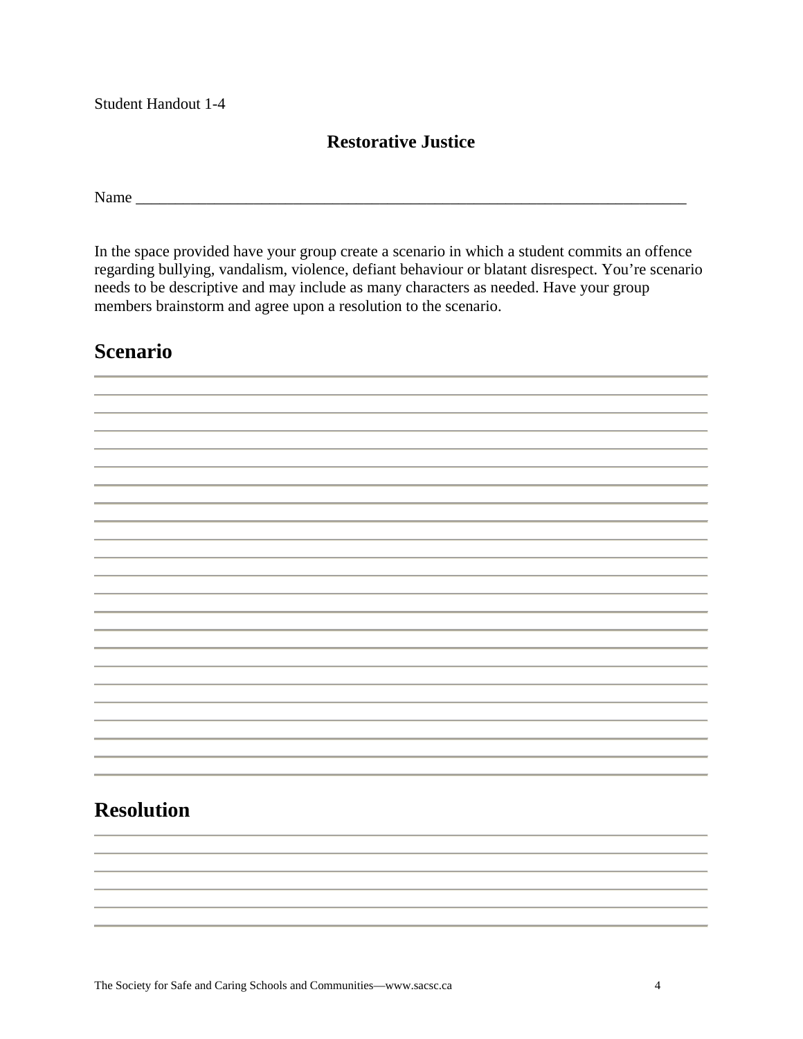Student Handout 1-4

## Restorative Justice

Name ___________________________________________________________________________

In the space provided have your group create a scenario in which a student commits an offence regarding bullying, vandalism, violence, defiant behaviour or blatant disrespect. You're scenario needs to be descriptive and may include as many characters as needed. Have your group members brainstorm and agree upon a resolution to the scenario.

## Scenario

## Resolution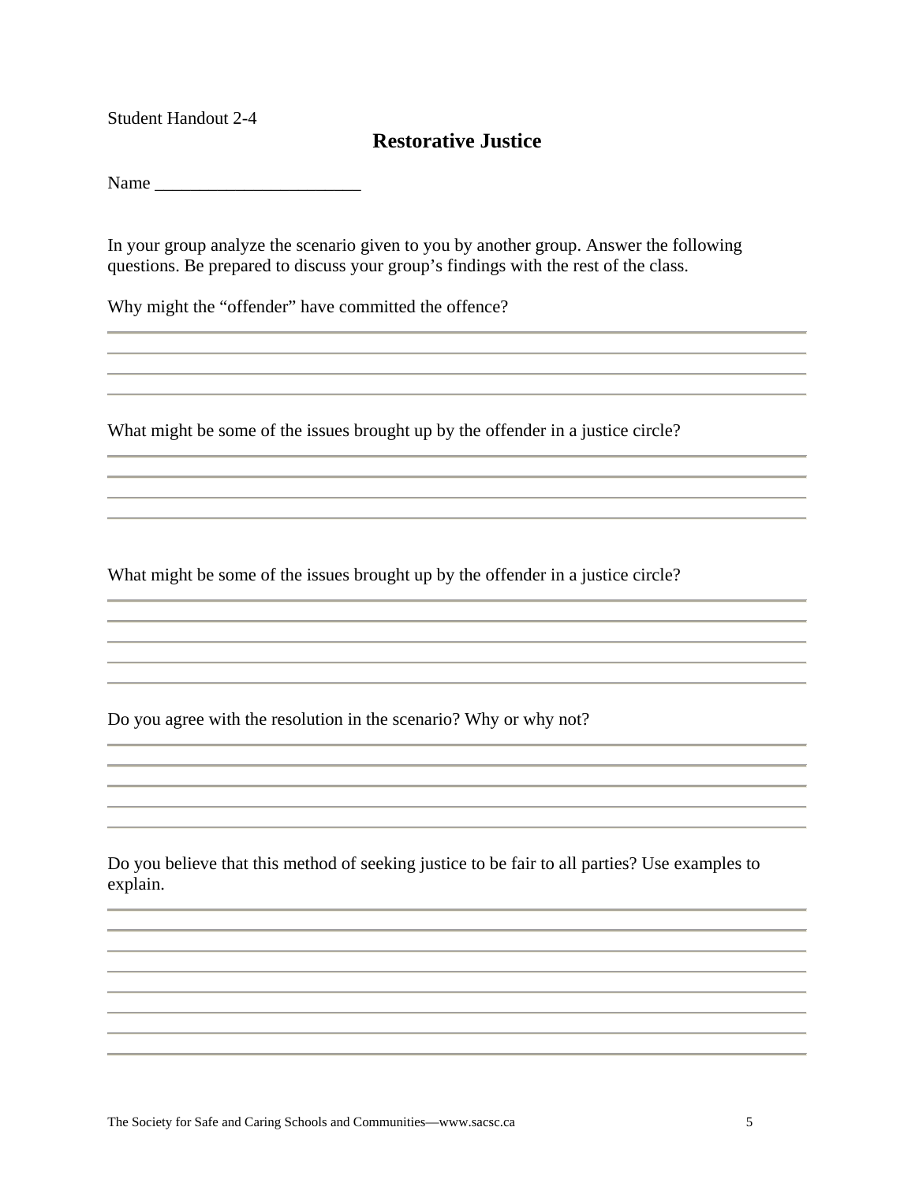Student Handout 2-4

# Restorative Justice

Name _______________________

In your group analyze the scenario given to you by another group. Answer the following questions. Be prepared to discuss your group's findings with the rest of the class.

Why might the "offender" have committed the offence?

______________________________________________________________________________
______________________________________________________________________________
______________________________________________________________________________
______________________________________________________________________________

What might be some of the issues brought up by the offender in a justice circle?

______________________________________________________________________________
______________________________________________________________________________
______________________________________________________________________________
______________________________________________________________________________

What might be some of the issues brought up by the offender in a justice circle?

______________________________________________________________________________
______________________________________________________________________________
______________________________________________________________________________
______________________________________________________________________________
______________________________________________________________________________

Do you agree with the resolution in the scenario? Why or why not?

______________________________________________________________________________
______________________________________________________________________________
______________________________________________________________________________
______________________________________________________________________________
______________________________________________________________________________

Do you believe that this method of seeking justice to be fair to all parties? Use examples to explain.

______________________________________________________________________________
______________________________________________________________________________
______________________________________________________________________________
______________________________________________________________________________
______________________________________________________________________________
______________________________________________________________________________
______________________________________________________________________________
______________________________________________________________________________

The Society for Safe and Caring Schools and Communities—www.sacsc.ca